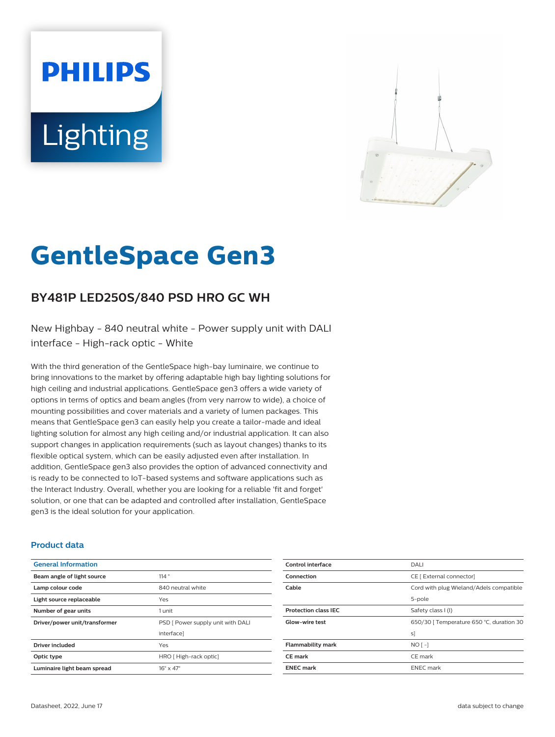# GentleSpace Gen3

## BY481P LED250S/840 PSD HRO GC WH

New Highbay - 840 neutral white - Power supply unit with DALI interface - High-rack optic - White

With the third generation of the GentleSpace high-bay luminaire, we continue to bring innovations to the market by offering adaptable high bay lighting solutions for high ceiling and industrial applications. GentleSpace gen3 offers a wide variety of options in terms of optics and beam angles (from very narrow to wide), a choice of mounting possibilities and cover materials and a variety of lumen packages. This means that GentleSpace gen3 can easily help you create a tailor-made and ideal lighting solution for almost any high ceiling and/or industrial application. It can also support changes in application requirements (such as layout changes) thanks to its flexible optical system, which can be easily adjusted even after installation. In addition, GentleSpace gen3 also provides the option of advanced connectivity and is ready to be connected to IoT-based systems and software applications such as the Interact Industry. Overall, whether you are looking for a reliable 'fit and forget' solution, or one that can be adapted and controlled after installation, GentleSpace gen3 is the ideal solution for your application.

### Product data

| General Information | |
|---|---|
| **Beam angle of light source** | 114 ° |
| **Lamp colour code** | 840 neutral white |
| **Light source replaceable** | Yes |
| **Number of gear units** | 1 unit |
| **Driver/power unit/transformer** | PSD [ Power supply unit with DALI interface] |
| **Driver included** | Yes |
| **Optic type** | HRO [ High-rack optic] |
| **Luminaire light beam spread** | 16° x 47° |
| **Control interface** | DALI |
| **Connection** | CE [ External connector] |
| **Cable** | Cord with plug Wieland/Adels compatible 5-pole |
| **Protection class IEC** | Safety class I (I) |
| **Glow-wire test** | 650/30 [ Temperature 650 °C, duration 30 s] |
| **Flammability mark** | NO [ -] |
| **CE mark** | CE mark |
| **ENEC mark** | ENEC mark |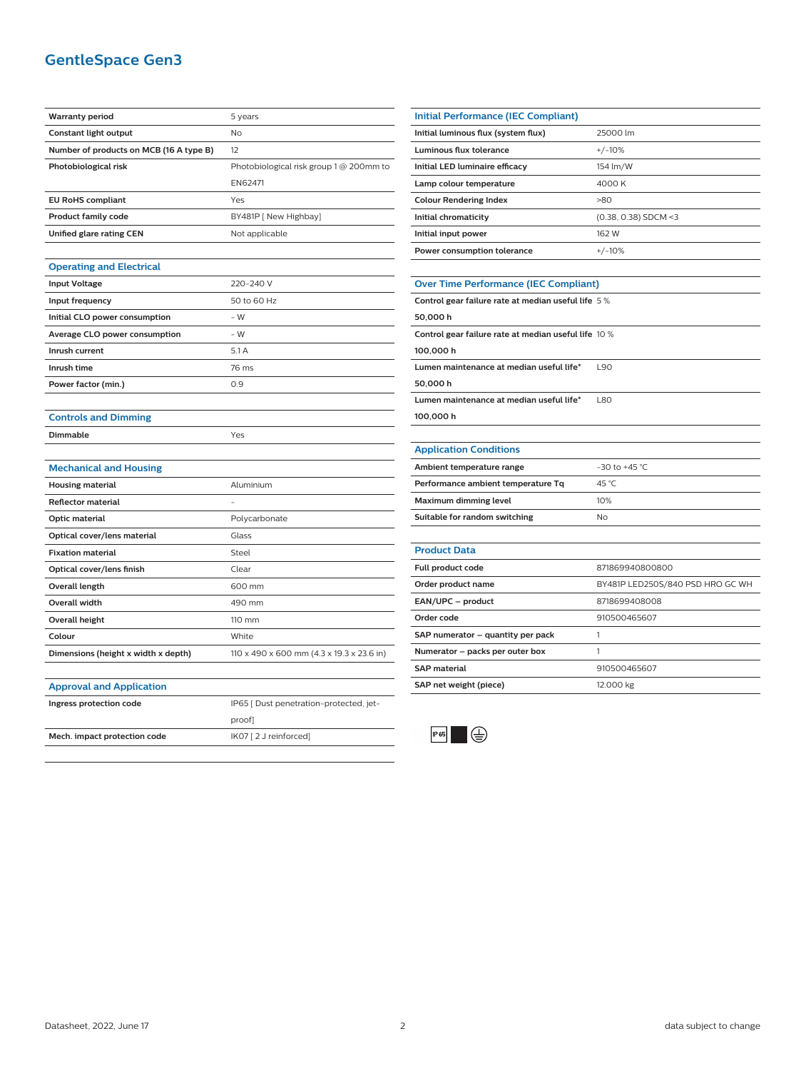# GentleSpace Gen3

| | |
|---|---|
| **Warranty period** | 5 years |
| **Constant light output** | No |
| **Number of products on MCB (16 A type B)** | 12 |
| **Photobiological risk** | Photobiological risk group 1 @ 200mm to EN62471 |
| **EU RoHS compliant** | Yes |
| **Product family code** | BY481P [ New Highbay] |
| **Unified glare rating CEN** | Not applicable |

## Operating and Electrical

| | |
|---|---|
| **Input Voltage** | 220-240 V |
| **Input frequency** | 50 to 60 Hz |
| **Initial CLO power consumption** | - W |
| **Average CLO power consumption** | - W |
| **Inrush current** | 5.1 A |
| **Inrush time** | 76 ms |
| **Power factor (min.)** | 0.9 |

## Controls and Dimming

| | |
|---|---|
| **Dimmable** | Yes |

## Mechanical and Housing

| | |
|---|---|
| **Housing material** | Aluminium |
| **Reflector material** | - |
| **Optic material** | Polycarbonate |
| **Optical cover/lens material** | Glass |
| **Fixation material** | Steel |
| **Optical cover/lens finish** | Clear |
| **Overall length** | 600 mm |
| **Overall width** | 490 mm |
| **Overall height** | 110 mm |
| **Colour** | White |
| **Dimensions (height x width x depth)** | 110 x 490 x 600 mm (4.3 x 19.3 x 23.6 in) |

## Approval and Application

| | |
|---|---|
| **Ingress protection code** | IP65 [ Dust penetration-protected, jet-proof] |
| **Mech. impact protection code** | IK07 [ 2 J reinforced] |

## Initial Performance (IEC Compliant)

| | |
|---|---|
| **Initial luminous flux (system flux)** | 25000 lm |
| **Luminous flux tolerance** | +/-10% |
| **Initial LED luminaire efficacy** | 154 lm/W |
| **Lamp colour temperature** | 4000 K |
| **Colour Rendering Index** | >80 |
| **Initial chromaticity** | (0.38, 0.38) SDCM <3 |
| **Initial input power** | 162 W |
| **Power consumption tolerance** | +/-10% |

## Over Time Performance (IEC Compliant)

| | |
|---|---|
| **Control gear failure rate at median useful life 50,000 h** | 5 % |
| **Control gear failure rate at median useful life 100,000 h** | 10 % |
| **Lumen maintenance at median useful life* 50,000 h** | L90 |
| **Lumen maintenance at median useful life* 100,000 h** | L80 |

## Application Conditions

| | |
|---|---|
| **Ambient temperature range** | -30 to +45 °C |
| **Performance ambient temperature Tq** | 45 °C |
| **Maximum dimming level** | 10% |
| **Suitable for random switching** | No |

## Product Data

| | |
|---|---|
| **Full product code** | 871869940800800 |
| **Order product name** | BY481P LED250S/840 PSD HRO GC WH |
| **EAN/UPC – product** | 8718699408008 |
| **Order code** | 910500465607 |
| **SAP numerator – quantity per pack** | 1 |
| **Numerator – packs per outer box** | 1 |
| **SAP material** | 910500465607 |
| **SAP net weight (piece)** | 12.000 kg |

IP65

Datasheet, 2022, June 17 — data subject to change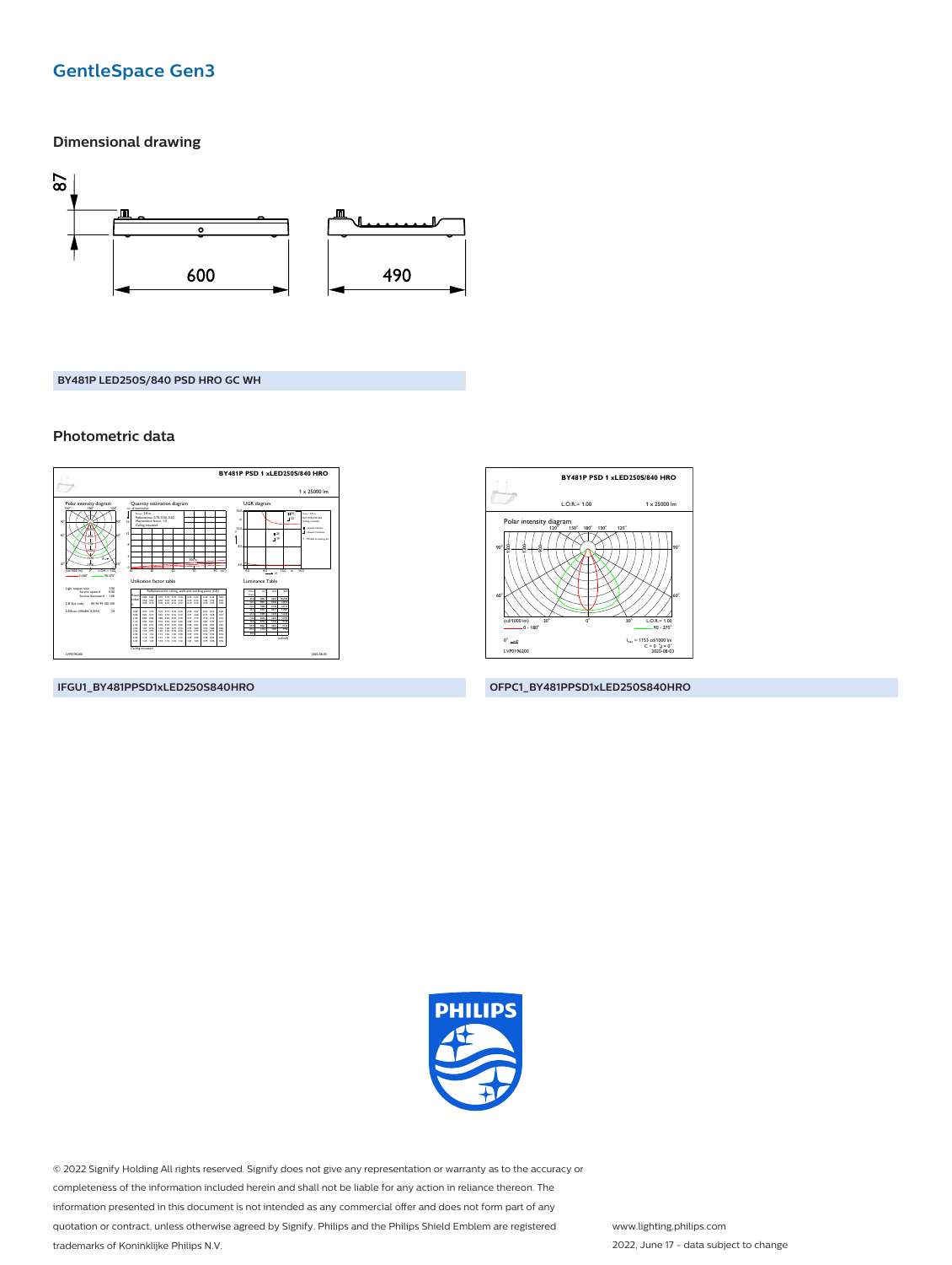# GentleSpace Gen3

## Dimensional drawing

87

600

490

BY481P LED250S/840 PSD HRO GC WH

## Photometric data

BY481P PSD 1 xLED250S/840 HRO

1 x 25000 lm

IFGU1_BY481PPSD1xLED250S840HRO

BY481P PSD 1 xLED250S/840 HRO

L.O.R.= 1.00

1 x 25000 lm

Polar intensity diagram

120° 150° 180° 150° 120°

90° 90°

60° 60°

(cd/1000 lm) 30° 0° 30° L.O.R.= 1.00

0 - 180°

90 - 270°

$I_{max}$ = 1153 cd/1000 lm

C = 0 γ = 0°

LVP0196200

2020-08-03

OFPC1_BY481PPSD1xLED250S840HRO

© 2022 Signify Holding All rights reserved. Signify does not give any representation or warranty as to the accuracy or completeness of the information included herein and shall not be liable for any action in reliance thereon. The information presented in this document is not intended as any commercial offer and does not form part of any quotation or contract, unless otherwise agreed by Signify. Philips and the Philips Shield Emblem are registered trademarks of Koninklijke Philips N.V.

www.lighting.philips.com

2022, June 17 - data subject to change